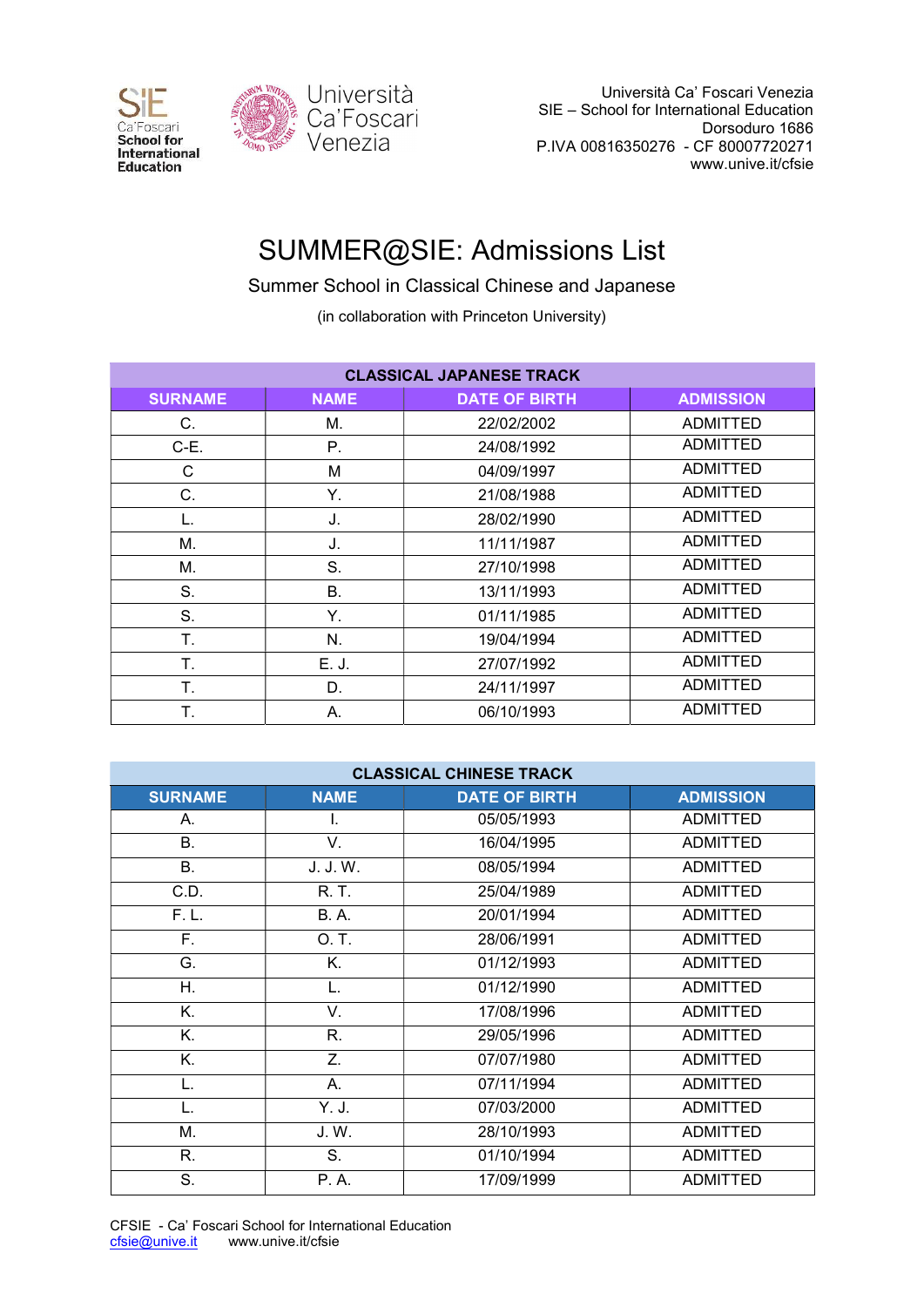Università Ca' Foscari Venezia
SIE – School for International Education
Dorsoduro 1686
P.IVA 00816350276 - CF 80007720271
www.unive.it/cfsie

# SUMMER@SIE: Admissions List

Summer School in Classical Chinese and Japanese

(in collaboration with Princeton University)

| CLASSICAL JAPANESE TRACK | | | |
|---|---|---|---|
| SURNAME | NAME | DATE OF BIRTH | ADMISSION |
| C. | M. | 22/02/2002 | ADMITTED |
| C-E. | P. | 24/08/1992 | ADMITTED |
| C | M | 04/09/1997 | ADMITTED |
| C. | Y. | 21/08/1988 | ADMITTED |
| L. | J. | 28/02/1990 | ADMITTED |
| M. | J. | 11/11/1987 | ADMITTED |
| M. | S. | 27/10/1998 | ADMITTED |
| S. | B. | 13/11/1993 | ADMITTED |
| S. | Y. | 01/11/1985 | ADMITTED |
| T. | N. | 19/04/1994 | ADMITTED |
| T. | E. J. | 27/07/1992 | ADMITTED |
| T. | D. | 24/11/1997 | ADMITTED |
| T. | A. | 06/10/1993 | ADMITTED |

| CLASSICAL CHINESE TRACK | | | |
|---|---|---|---|
| SURNAME | NAME | DATE OF BIRTH | ADMISSION |
| A. | I. | 05/05/1993 | ADMITTED |
| B. | V. | 16/04/1995 | ADMITTED |
| B. | J. J. W. | 08/05/1994 | ADMITTED |
| C.D. | R. T. | 25/04/1989 | ADMITTED |
| F. L. | B. A. | 20/01/1994 | ADMITTED |
| F. | O. T. | 28/06/1991 | ADMITTED |
| G. | K. | 01/12/1993 | ADMITTED |
| H. | L. | 01/12/1990 | ADMITTED |
| K. | V. | 17/08/1996 | ADMITTED |
| K. | R. | 29/05/1996 | ADMITTED |
| K. | Z. | 07/07/1980 | ADMITTED |
| L. | A. | 07/11/1994 | ADMITTED |
| L. | Y. J. | 07/03/2000 | ADMITTED |
| M. | J. W. | 28/10/1993 | ADMITTED |
| R. | S. | 01/10/1994 | ADMITTED |
| S. | P. A. | 17/09/1999 | ADMITTED |

CFSIE - Ca' Foscari School for International Education
cfsie@unive.it www.unive.it/cfsie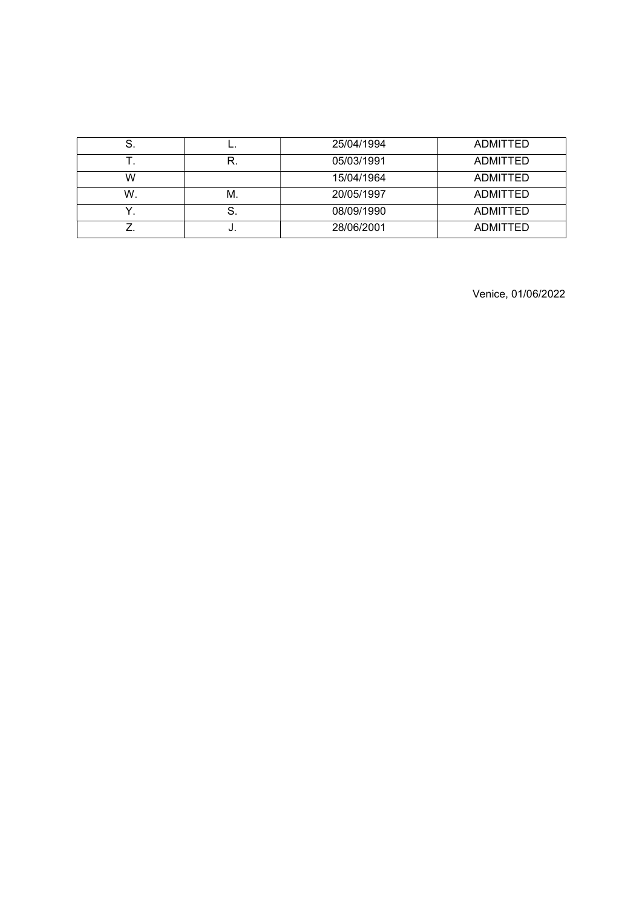| | | | |
|---|---|---|---|
| S. | L. | 25/04/1994 | ADMITTED |
| T. | R. | 05/03/1991 | ADMITTED |
| W | | 15/04/1964 | ADMITTED |
| W. | M. | 20/05/1997 | ADMITTED |
| Y. | S. | 08/09/1990 | ADMITTED |
| Z. | J. | 28/06/2001 | ADMITTED |

Venice, 01/06/2022